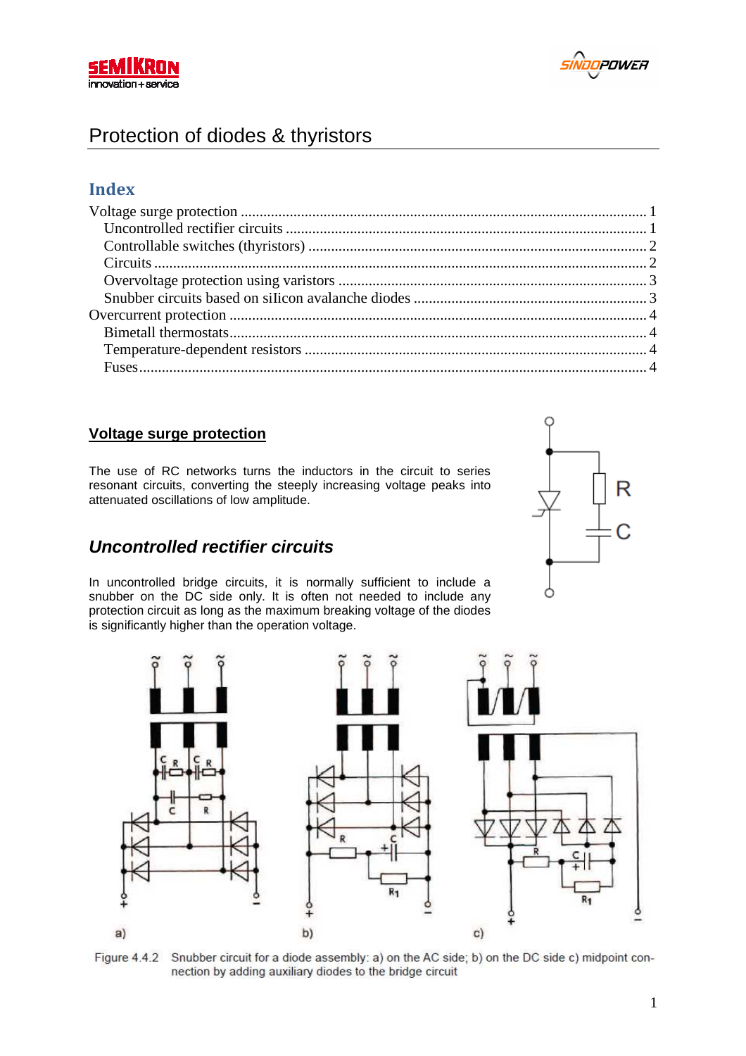# Protection of diodes & thyristors

## Index

Voltage surge protection ........................................................................................................ 1
  Uncontrolled rectifier circuits ............................................................................................. 1
  Controllable switches (thyristors) ........................................................................................ 2
  Circuits ................................................................................................................................. 2
  Overvoltage protection using varistors ................................................................................. 3
  Snubber circuits based on silicon avalanche diodes ............................................................. 3
Overcurrent protection ............................................................................................................ 4
  Bimetall thermostats .............................................................................................................. 4
  Temperature-dependent resistors .......................................................................................... 4
  Fuses ...................................................................................................................................... 4

## Voltage surge protection

The use of RC networks turns the inductors in the circuit to series resonant circuits, converting the steeply increasing voltage peaks into attenuated oscillations of low amplitude.

### *Uncontrolled rectifier circuits*

In uncontrolled bridge circuits, it is normally sufficient to include a snubber on the DC side only. It is often not needed to include any protection circuit as long as the maximum breaking voltage of the diodes is significantly higher than the operation voltage.

Figure 4.4.2 Snubber circuit for a diode assembly: a) on the AC side; b) on the DC side c) midpoint connection by adding auxiliary diodes to the bridge circuit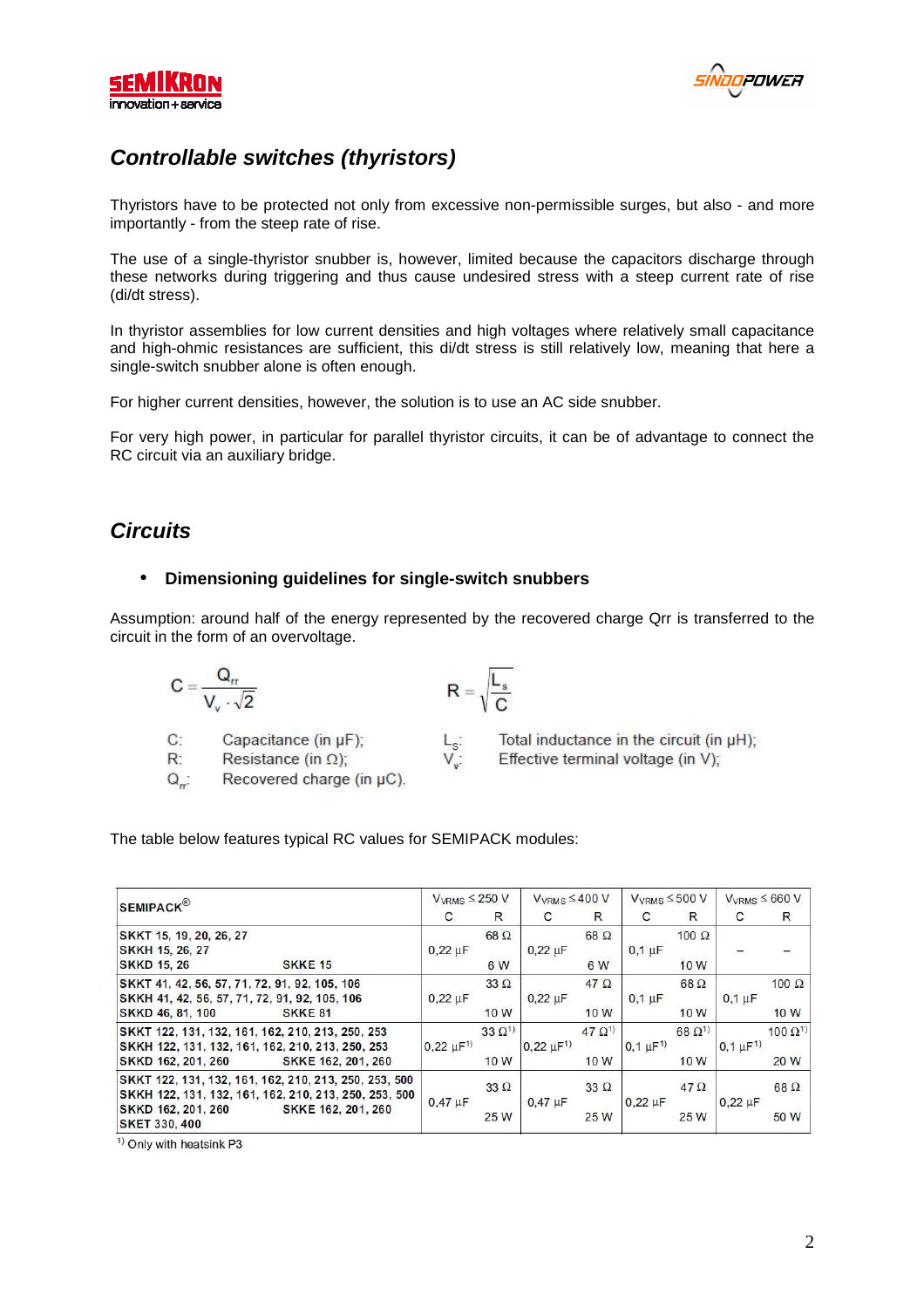## *Controllable switches (thyristors)*

Thyristors have to be protected not only from excessive non-permissible surges, but also - and more importantly - from the steep rate of rise.

The use of a single-thyristor snubber is, however, limited because the capacitors discharge through these networks during triggering and thus cause undesired stress with a steep current rate of rise (di/dt stress).

In thyristor assemblies for low current densities and high voltages where relatively small capacitance and high-ohmic resistances are sufficient, this di/dt stress is still relatively low, meaning that here a single-switch snubber alone is often enough.

For higher current densities, however, the solution is to use an AC side snubber.

For very high power, in particular for parallel thyristor circuits, it can be of advantage to connect the RC circuit via an auxiliary bridge.

## *Circuits*

- **Dimensioning guidelines for single-switch snubbers**

Assumption: around half of the energy represented by the recovered charge Qrr is transferred to the circuit in the form of an overvoltage.

$$C = \frac{Q_{rr}}{V_v \cdot \sqrt{2}} \qquad R = \sqrt{\frac{L_s}{C}}$$

C: Capacitance (in µF);
R: Resistance (in Ω);
$Q_{rr}$: Recovered charge (in µC).
$L_s$: Total inductance in the circuit (in µH);
$V_v$: Effective terminal voltage (in V);

The table below features typical RC values for SEMIPACK modules:

| SEMIPACK® | $V_{VRMS} \leq 250$ V | | $V_{VRMS} \leq 400$ V | | $V_{VRMS} \leq 500$ V | | $V_{VRMS} \leq 660$ V | |
|---|---|---|---|---|---|---|---|---|
| | C | R | C | R | C | R | C | R |
| SKKT 15, 19, 20, 26, 27<br>SKKH 15, 26, 27<br>SKKD 15, 26 SKKE 15 | 0,22 µF | 68 Ω<br>6 W | 0,22 µF | 68 Ω<br>6 W | 0,1 µF | 100 Ω<br>10 W | – | – |
| SKKT 41, 42, 56, 57, 71, 72, 91, 92, 105, 106<br>SKKH 41, 42, 56, 57, 71, 72, 91, 92, 105, 106<br>SKKD 46, 81, 100 SKKE 81 | 0,22 µF | 33 Ω<br>10 W | 0,22 µF | 47 Ω<br>10 W | 0,1 µF | 68 Ω<br>10 W | 0,1 µF | 100 Ω<br>10 W |
| SKKT 122, 131, 132, 161, 162, 210, 213, 250, 253<br>SKKH 122, 131, 132, 161, 162, 210, 213, 250, 253<br>SKKD 162, 201, 260 SKKE 162, 201, 260 | 0,22 µF[1] | 33 Ω[1]<br>10 W | 0,22 µF[1] | 47 Ω[1]<br>10 W | 0,1 µF[1] | 68 Ω[1]<br>10 W | 0,1 µF[1] | 100 Ω[1]<br>20 W |
| SKKT 122, 131, 132, 161, 162, 210, 213, 250, 253, 500<br>SKKH 122, 131, 132, 161, 162, 210, 213, 250, 253, 500<br>SKKD 162, 201, 260 SKKE 162, 201, 260<br>SKET 330, 400 | 0,47 µF | 33 Ω<br>25 W | 0,47 µF | 33 Ω<br>25 W | 0,22 µF | 47 Ω<br>25 W | 0,22 µF | 68 Ω<br>50 W |

[1] Only with heatsink P3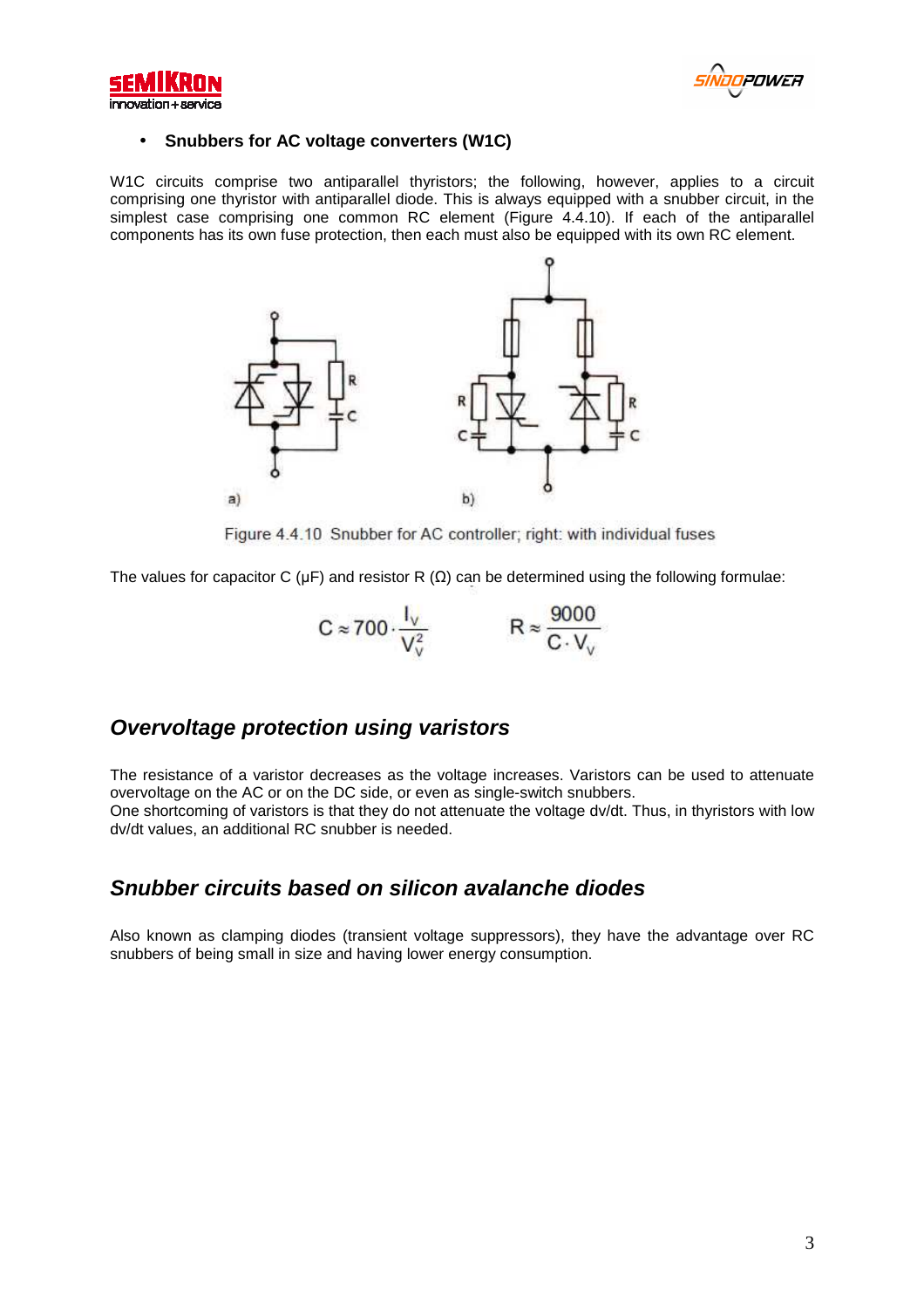- **Snubbers for AC voltage converters (W1C)**

W1C circuits comprise two antiparallel thyristors; the following, however, applies to a circuit comprising one thyristor with antiparallel diode. This is always equipped with a snubber circuit, in the simplest case comprising one common RC element (Figure 4.4.10). If each of the antiparallel components has its own fuse protection, then each must also be equipped with its own RC element.

Figure 4.4.10 Snubber for AC controller; right: with individual fuses

The values for capacitor C (μF) and resistor R (Ω) can be determined using the following formulae:

$$C \approx 700 \cdot \frac{I_V}{V_V^2} \qquad R \approx \frac{9000}{C \cdot V_V}$$

## *Overvoltage protection using varistors*

The resistance of a varistor decreases as the voltage increases. Varistors can be used to attenuate overvoltage on the AC or on the DC side, or even as single-switch snubbers.
One shortcoming of varistors is that they do not attenuate the voltage dv/dt. Thus, in thyristors with low dv/dt values, an additional RC snubber is needed.

## *Snubber circuits based on silicon avalanche diodes*

Also known as clamping diodes (transient voltage suppressors), they have the advantage over RC snubbers of being small in size and having lower energy consumption.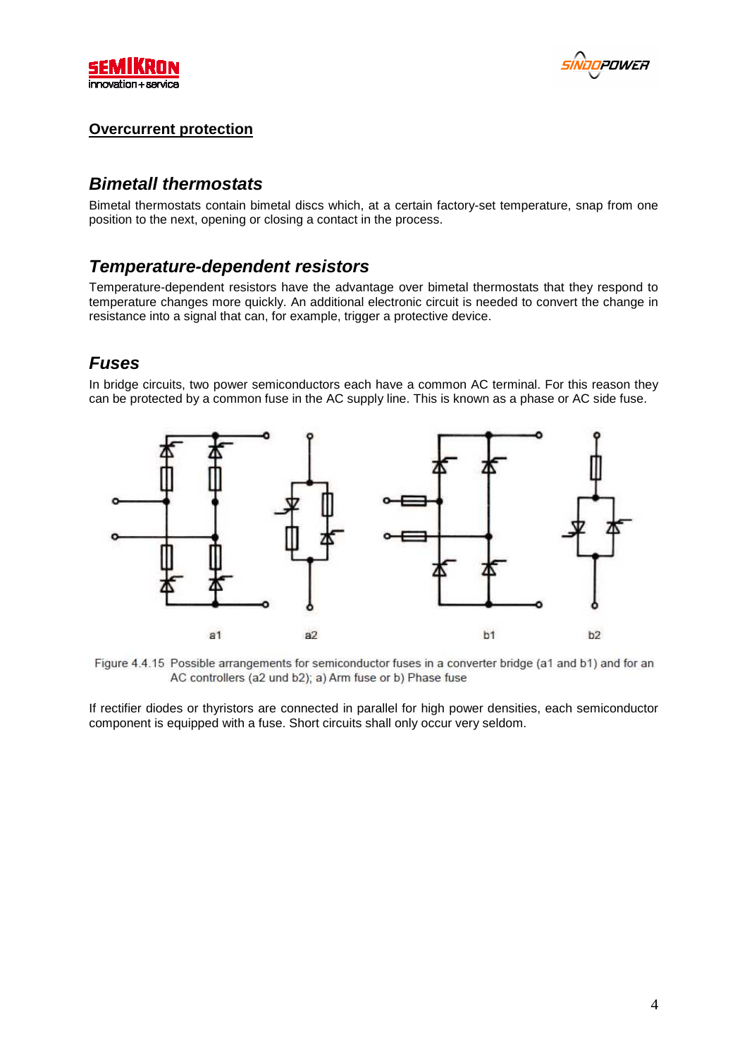## Overcurrent protection

### *Bimetall thermostats*

Bimetal thermostats contain bimetal discs which, at a certain factory-set temperature, snap from one position to the next, opening or closing a contact in the process.

### *Temperature-dependent resistors*

Temperature-dependent resistors have the advantage over bimetal thermostats that they respond to temperature changes more quickly. An additional electronic circuit is needed to convert the change in resistance into a signal that can, for example, trigger a protective device.

### *Fuses*

In bridge circuits, two power semiconductors each have a common AC terminal. For this reason they can be protected by a common fuse in the AC supply line. This is known as a phase or AC side fuse.

a1

a2

b1

b2

Figure 4.4.15 Possible arrangements for semiconductor fuses in a converter bridge (a1 and b1) and for an AC controllers (a2 und b2); a) Arm fuse or b) Phase fuse

If rectifier diodes or thyristors are connected in parallel for high power densities, each semiconductor component is equipped with a fuse. Short circuits shall only occur very seldom.